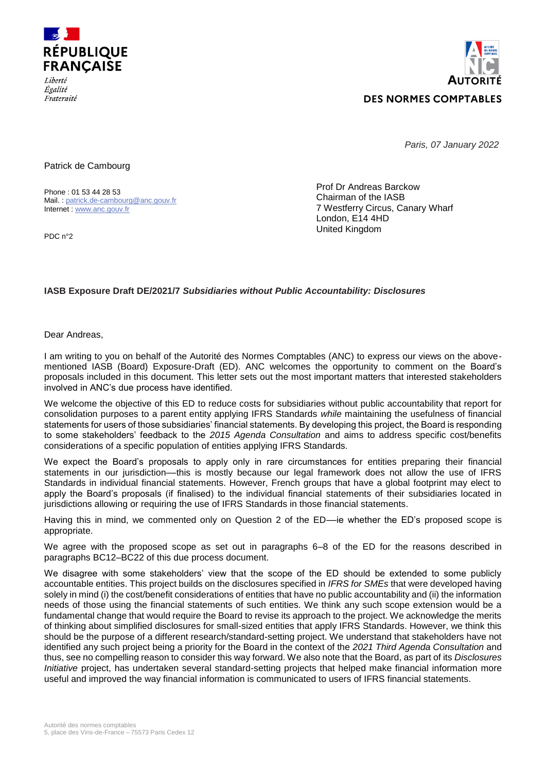RÉPUBLIQUE FRANÇAISE

*Liberté*
*Égalité*
*Fraternité*

AUTORITÉ DES NORMES COMPTABLES

*Paris, 07 January 2022*

Patrick de Cambourg

Phone : 01 53 44 28 53
Mail. : patrick.de-cambourg@anc.gouv.fr
Internet : www.anc.gouv.fr

PDC n°2

Prof Dr Andreas Barckow
Chairman of the IASB
7 Westferry Circus, Canary Wharf
London, E14 4HD
United Kingdom

**IASB Exposure Draft DE/2021/7 *Subsidiaries without Public Accountability: Disclosures***

Dear Andreas,

I am writing to you on behalf of the Autorité des Normes Comptables (ANC) to express our views on the above-mentioned IASB (Board) Exposure-Draft (ED). ANC welcomes the opportunity to comment on the Board's proposals included in this document. This letter sets out the most important matters that interested stakeholders involved in ANC's due process have identified.

We welcome the objective of this ED to reduce costs for subsidiaries without public accountability that report for consolidation purposes to a parent entity applying IFRS Standards *while* maintaining the usefulness of financial statements for users of those subsidiaries' financial statements. By developing this project, the Board is responding to some stakeholders' feedback to the *2015 Agenda Consultation* and aims to address specific cost/benefits considerations of a specific population of entities applying IFRS Standards.

We expect the Board's proposals to apply only in rare circumstances for entities preparing their financial statements in our jurisdiction—this is mostly because our legal framework does not allow the use of IFRS Standards in individual financial statements. However, French groups that have a global footprint may elect to apply the Board's proposals (if finalised) to the individual financial statements of their subsidiaries located in jurisdictions allowing or requiring the use of IFRS Standards in those financial statements.

Having this in mind, we commented only on Question 2 of the ED—ie whether the ED's proposed scope is appropriate.

We agree with the proposed scope as set out in paragraphs 6–8 of the ED for the reasons described in paragraphs BC12–BC22 of this due process document.

We disagree with some stakeholders' view that the scope of the ED should be extended to some publicly accountable entities. This project builds on the disclosures specified in *IFRS for SMEs* that were developed having solely in mind (i) the cost/benefit considerations of entities that have no public accountability and (ii) the information needs of those using the financial statements of such entities. We think any such scope extension would be a fundamental change that would require the Board to revise its approach to the project. We acknowledge the merits of thinking about simplified disclosures for small-sized entities that apply IFRS Standards. However, we think this should be the purpose of a different research/standard-setting project. We understand that stakeholders have not identified any such project being a priority for the Board in the context of the *2021 Third Agenda Consultation* and thus, see no compelling reason to consider this way forward. We also note that the Board, as part of its *Disclosures Initiative* project, has undertaken several standard-setting projects that helped make financial information more useful and improved the way financial information is communicated to users of IFRS financial statements.

Autorité des normes comptables
5, place des Vins-de-France – 75573 Paris Cedex 12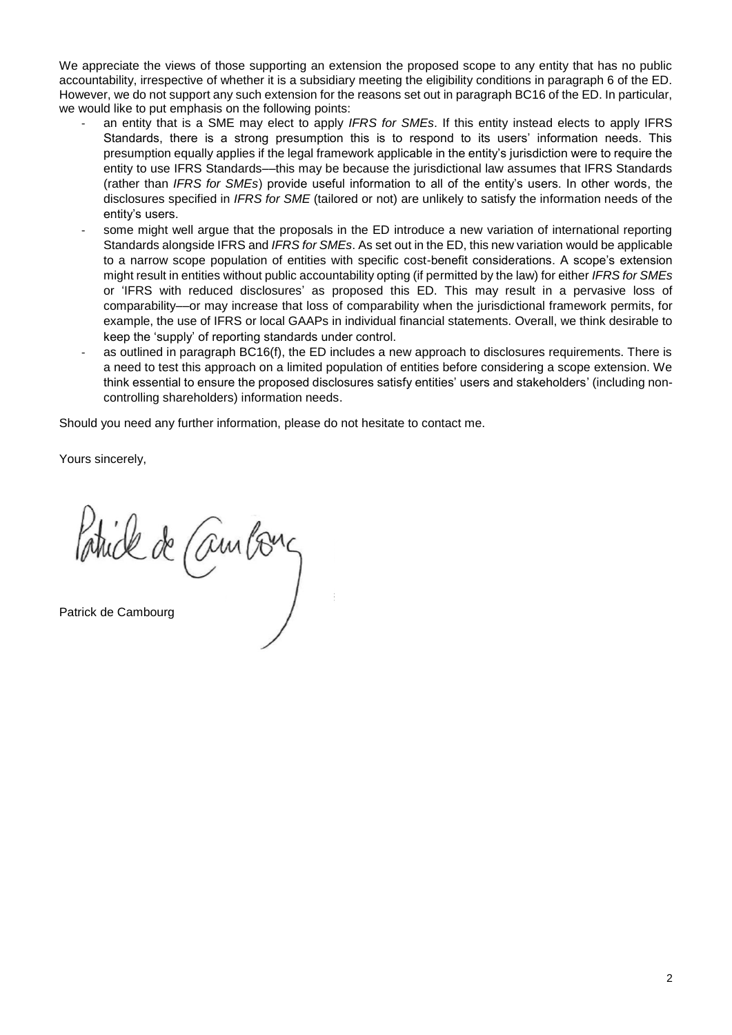We appreciate the views of those supporting an extension the proposed scope to any entity that has no public accountability, irrespective of whether it is a subsidiary meeting the eligibility conditions in paragraph 6 of the ED. However, we do not support any such extension for the reasons set out in paragraph BC16 of the ED. In particular, we would like to put emphasis on the following points:

- an entity that is a SME may elect to apply *IFRS for SMEs*. If this entity instead elects to apply IFRS Standards, there is a strong presumption this is to respond to its users' information needs. This presumption equally applies if the legal framework applicable in the entity's jurisdiction were to require the entity to use IFRS Standards—this may be because the jurisdictional law assumes that IFRS Standards (rather than *IFRS for SMEs*) provide useful information to all of the entity's users. In other words, the disclosures specified in *IFRS for SME* (tailored or not) are unlikely to satisfy the information needs of the entity's users.
- some might well argue that the proposals in the ED introduce a new variation of international reporting Standards alongside IFRS and *IFRS for SMEs*. As set out in the ED, this new variation would be applicable to a narrow scope population of entities with specific cost-benefit considerations. A scope's extension might result in entities without public accountability opting (if permitted by the law) for either *IFRS for SMEs* or 'IFRS with reduced disclosures' as proposed this ED. This may result in a pervasive loss of comparability—or may increase that loss of comparability when the jurisdictional framework permits, for example, the use of IFRS or local GAAPs in individual financial statements. Overall, we think desirable to keep the 'supply' of reporting standards under control.
- as outlined in paragraph BC16(f), the ED includes a new approach to disclosures requirements. There is a need to test this approach on a limited population of entities before considering a scope extension. We think essential to ensure the proposed disclosures satisfy entities' users and stakeholders' (including non-controlling shareholders) information needs.

Should you need any further information, please do not hesitate to contact me.

Yours sincerely,

Patrick de Cambourg